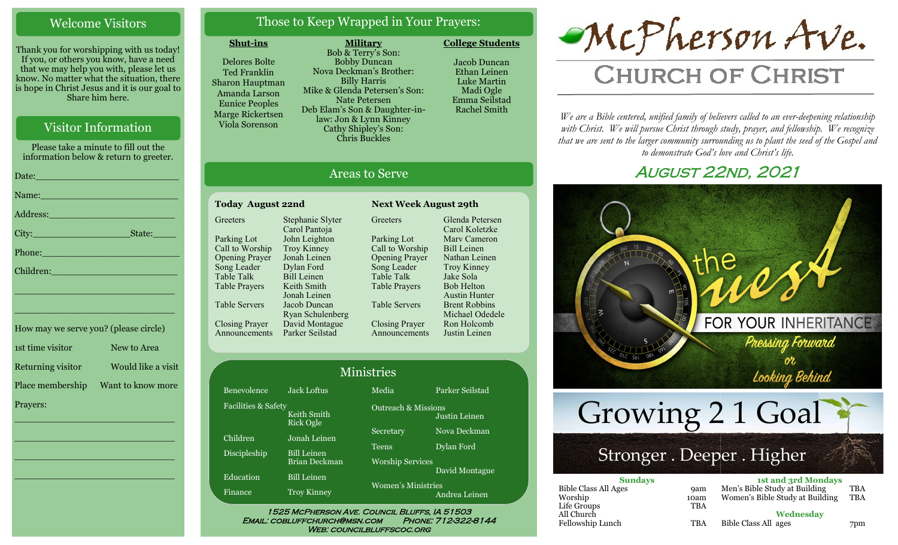## Welcome Visitors

Thank you for worshipping with us today! If you, or others you know, have a need that we may help you with, please let us know. No matter what the situation, there is hope in Christ Jesus and it is our goal to Share him here.

## Visitor Information

Please take a minute to fill out the information below & return to greeter.

Date:_______________________

Name:_______________________

Address:_____________________

City:________________State:_____

Phone:_______________________

Children:_____________________

_____________________________

_____________________________

How may we serve you? (please circle)

1st time visitor — New to Area

Returning visitor — Would like a visit

Place membership — Want to know more

Prayers:

_____________________________

_____________________________

_____________________________

_____________________________

## Those to Keep Wrapped in Your Prayers:

**Shut-ins**

Delores Bolte
Ted Franklin
Sharon Hauptman
Amanda Larson
Eunice Peoples
Marge Rickertsen
Viola Sorenson

**Military**

Bob & Terry's Son:
Bobby Duncan
Nova Deckman's Brother:
Billy Harris
Mike & Glenda Petersen's Son:
Nate Petersen
Deb Elam's Son & Daughter-in-law: Jon & Lynn Kinney
Cathy Shipley's Son:
Chris Buckles

**College Students**

Jacob Duncan
Ethan Leinen
Luke Martin
Madi Ogle
Emma Seilstad
Rachel Smith

## Areas to Serve

**Today August 22nd**

| | |
|---|---|
| Greeters | Stephanie Slyter, Carol Pantoja |
| Parking Lot | John Leighton |
| Call to Worship | Troy Kinney |
| Opening Prayer | Jonah Leinen |
| Song Leader | Dylan Ford |
| Table Talk | Bill Leinen |
| Table Prayers | Keith Smith, Jonah Leinen |
| Table Servers | Jacob Duncan, Ryan Schulenberg |
| Closing Prayer | David Montague |
| Announcements | Parker Seilstad |

**Next Week August 29th**

| | |
|---|---|
| Greeters | Glenda Petersen, Carol Koletzke |
| Parking Lot | Marv Cameron |
| Call to Worship | Bill Leinen |
| Opening Prayer | Nathan Leinen |
| Song Leader | Troy Kinney |
| Table Talk | Jake Sola |
| Table Prayers | Bob Helton, Austin Hunter |
| Table Servers | Brent Robbins, Michael Odedele |
| Closing Prayer | Ron Holcomb |
| Announcements | Justin Leinen |

## Ministries

| | |
|---|---|
| Benevolence | Jack Loftus |
| Facilities & Safety | Keith Smith, Rick Ogle |
| Children | Jonah Leinen |
| Discipleship | Bill Leinen, Brian Deckman |
| Education | Bill Leinen |
| Finance | Troy Kinney |
| Media | Parker Seilstad |
| Outreach & Missions | Justin Leinen |
| Secretary | Nova Deckman |
| Teens | Dylan Ford |
| Worship Services | David Montague |
| Women's Ministries | Andrea Leinen |

1525 McPherson Ave. Council Bluffs, IA 51503
Email: cobluffchurch@msn.com Phone: 712-322-8144
Web: councilbluffscoc.org

# McPherson Ave. Church of Christ

*We are a Bible centered, unified family of believers called to an ever-deepening relationship with Christ. We will pursue Christ through study, prayer, and fellowship. We recognize that we are sent to the larger community surrounding us to plant the seed of the Gospel and to demonstrate God's love and Christ's life.*

## August 22nd, 2021

the Quest FOR YOUR INHERITANCE
Pressing Forward or Looking Behind

Growing 2 1 Goal
Stronger . Deeper . Higher

**Sundays**

| | |
|---|---|
| Bible Class All Ages | 9am |
| Worship | 10am |
| Life Groups | TBA |
| All Church Fellowship Lunch | TBA |

**1st and 3rd Mondays**

| | |
|---|---|
| Men's Bible Study at Building | TBA |
| Women's Bible Study at Building | TBA |

**Wednesday**

| | |
|---|---|
| Bible Class All ages | 7pm |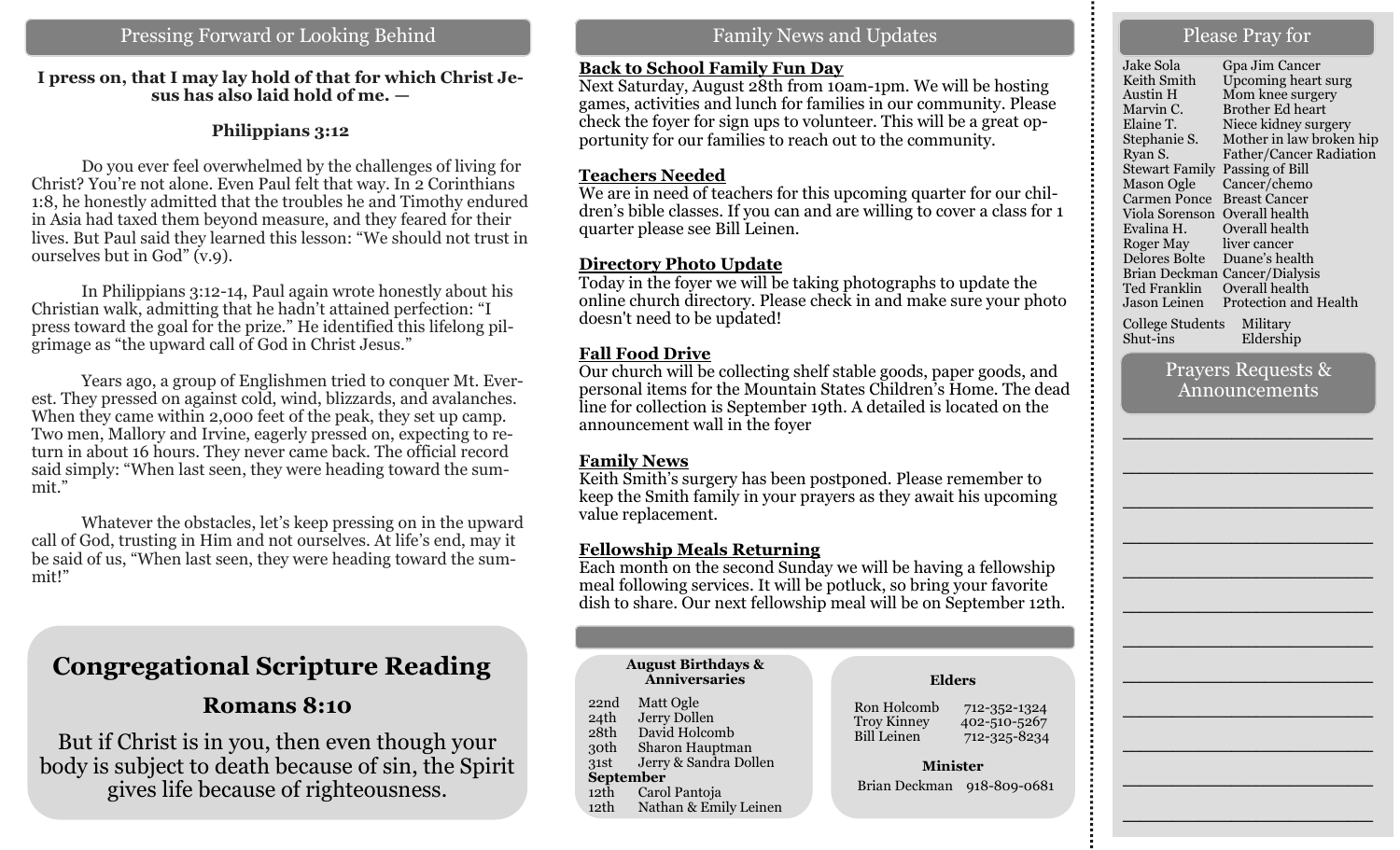## Pressing Forward or Looking Behind

**I press on, that I may lay hold of that for which Christ Jesus has also laid hold of me. —**

**Philippians 3:12**

Do you ever feel overwhelmed by the challenges of living for Christ? You're not alone. Even Paul felt that way. In 2 Corinthians 1:8, he honestly admitted that the troubles he and Timothy endured in Asia had taxed them beyond measure, and they feared for their lives. But Paul said they learned this lesson: "We should not trust in ourselves but in God" (v.9).

In Philippians 3:12-14, Paul again wrote honestly about his Christian walk, admitting that he hadn't attained perfection: "I press toward the goal for the prize." He identified this lifelong pilgrimage as "the upward call of God in Christ Jesus."

Years ago, a group of Englishmen tried to conquer Mt. Everest. They pressed on against cold, wind, blizzards, and avalanches. When they came within 2,000 feet of the peak, they set up camp. Two men, Mallory and Irvine, eagerly pressed on, expecting to return in about 16 hours. They never came back. The official record said simply: "When last seen, they were heading toward the summit."

Whatever the obstacles, let's keep pressing on in the upward call of God, trusting in Him and not ourselves. At life's end, may it be said of us, "When last seen, they were heading toward the summit!"

## Congregational Scripture Reading

### Romans 8:10

But if Christ is in you, then even though your body is subject to death because of sin, the Spirit gives life because of righteousness.

## Family News and Updates

**Back to School Family Fun Day**
Next Saturday, August 28th from 10am-1pm. We will be hosting games, activities and lunch for families in our community. Please check the foyer for sign ups to volunteer. This will be a great opportunity for our families to reach out to the community.

**Teachers Needed**
We are in need of teachers for this upcoming quarter for our children's bible classes. If you can and are willing to cover a class for 1 quarter please see Bill Leinen.

**Directory Photo Update**
Today in the foyer we will be taking photographs to update the online church directory. Please check in and make sure your photo doesn't need to be updated!

**Fall Food Drive**
Our church will be collecting shelf stable goods, paper goods, and personal items for the Mountain States Children's Home. The dead line for collection is September 19th. A detailed is located on the announcement wall in the foyer

**Family News**
Keith Smith's surgery has been postponed. Please remember to keep the Smith family in your prayers as they await his upcoming value replacement.

**Fellowship Meals Returning**
Each month on the second Sunday we will be having a fellowship meal following services. It will be potluck, so bring your favorite dish to share. Our next fellowship meal will be on September 12th.

**August Birthdays & Anniversaries**

| | |
|---|---|
| 22nd | Matt Ogle |
| 24th | Jerry Dollen |
| 28th | David Holcomb |
| 30th | Sharon Hauptman |
| 31st | Jerry & Sandra Dollen |
| **September** | |
| 12th | Carol Pantoja |
| 12th | Nathan & Emily Leinen |

**Elders**

| | |
|---|---|
| Ron Holcomb | 712-352-1324 |
| Troy Kinney | 402-510-5267 |
| Bill Leinen | 712-325-8234 |

**Minister**

Brian Deckman 918-809-0681

## Please Pray for

| | |
|---|---|
| Jake Sola | Gpa Jim Cancer |
| Keith Smith | Upcoming heart surg |
| Austin H | Mom knee surgery |
| Marvin C. | Brother Ed heart |
| Elaine T. | Niece kidney surgery |
| Stephanie S. | Mother in law broken hip |
| Ryan S. | Father/Cancer Radiation |
| Stewart Family | Passing of Bill |
| Mason Ogle | Cancer/chemo |
| Carmen Ponce | Breast Cancer |
| Viola Sorenson | Overall health |
| Evalina H. | Overall health |
| Roger May | liver cancer |
| Delores Bolte | Duane's health |
| Brian Deckman | Cancer/Dialysis |
| Ted Franklin | Overall health |
| Jason Leinen | Protection and Health |
| College Students | Military |
| Shut-ins | Eldership |

## Prayers Requests & Announcements

\_\_\_\_\_\_\_\_\_\_\_\_\_\_\_\_\_\_\_\_\_\_\_\_

\_\_\_\_\_\_\_\_\_\_\_\_\_\_\_\_\_\_\_\_\_\_\_\_

\_\_\_\_\_\_\_\_\_\_\_\_\_\_\_\_\_\_\_\_\_\_\_\_

\_\_\_\_\_\_\_\_\_\_\_\_\_\_\_\_\_\_\_\_\_\_\_\_

\_\_\_\_\_\_\_\_\_\_\_\_\_\_\_\_\_\_\_\_\_\_\_\_

\_\_\_\_\_\_\_\_\_\_\_\_\_\_\_\_\_\_\_\_\_\_\_\_

\_\_\_\_\_\_\_\_\_\_\_\_\_\_\_\_\_\_\_\_\_\_\_\_

\_\_\_\_\_\_\_\_\_\_\_\_\_\_\_\_\_\_\_\_\_\_\_\_

\_\_\_\_\_\_\_\_\_\_\_\_\_\_\_\_\_\_\_\_\_\_\_\_

\_\_\_\_\_\_\_\_\_\_\_\_\_\_\_\_\_\_\_\_\_\_\_\_

\_\_\_\_\_\_\_\_\_\_\_\_\_\_\_\_\_\_\_\_\_\_\_\_

\_\_\_\_\_\_\_\_\_\_\_\_\_\_\_\_\_\_\_\_\_\_\_\_